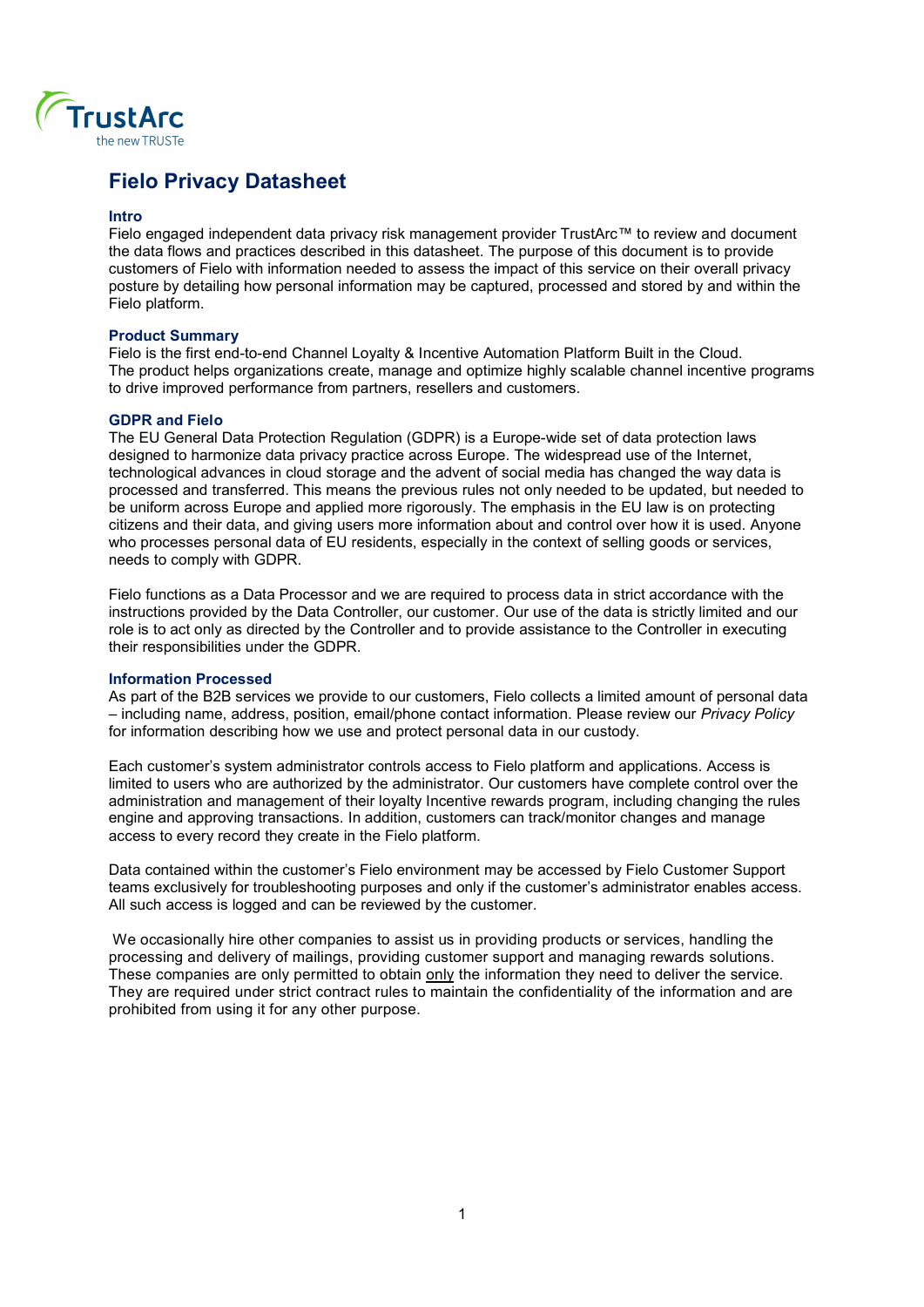# Fielo Privacy Datasheet

## Intro

Fielo engaged independent data privacy risk management provider TrustArc™ to review and document the data flows and practices described in this datasheet. The purpose of this document is to provide customers of Fielo with information needed to assess the impact of this service on their overall privacy posture by detailing how personal information may be captured, processed and stored by and within the Fielo platform.

## Product Summary

Fielo is the first end-to-end Channel Loyalty & Incentive Automation Platform Built in the Cloud. The product helps organizations create, manage and optimize highly scalable channel incentive programs to drive improved performance from partners, resellers and customers.

## GDPR and Fielo

The EU General Data Protection Regulation (GDPR) is a Europe-wide set of data protection laws designed to harmonize data privacy practice across Europe. The widespread use of the Internet, technological advances in cloud storage and the advent of social media has changed the way data is processed and transferred. This means the previous rules not only needed to be updated, but needed to be uniform across Europe and applied more rigorously. The emphasis in the EU law is on protecting citizens and their data, and giving users more information about and control over how it is used. Anyone who processes personal data of EU residents, especially in the context of selling goods or services, needs to comply with GDPR.

Fielo functions as a Data Processor and we are required to process data in strict accordance with the instructions provided by the Data Controller, our customer. Our use of the data is strictly limited and our role is to act only as directed by the Controller and to provide assistance to the Controller in executing their responsibilities under the GDPR.

## Information Processed

As part of the B2B services we provide to our customers, Fielo collects a limited amount of personal data – including name, address, position, email/phone contact information. Please review our *Privacy Policy* for information describing how we use and protect personal data in our custody.

Each customer's system administrator controls access to Fielo platform and applications. Access is limited to users who are authorized by the administrator. Our customers have complete control over the administration and management of their loyalty Incentive rewards program, including changing the rules engine and approving transactions. In addition, customers can track/monitor changes and manage access to every record they create in the Fielo platform.

Data contained within the customer's Fielo environment may be accessed by Fielo Customer Support teams exclusively for troubleshooting purposes and only if the customer's administrator enables access. All such access is logged and can be reviewed by the customer.

We occasionally hire other companies to assist us in providing products or services, handling the processing and delivery of mailings, providing customer support and managing rewards solutions. These companies are only permitted to obtain <u>only</u> the information they need to deliver the service. They are required under strict contract rules to maintain the confidentiality of the information and are prohibited from using it for any other purpose.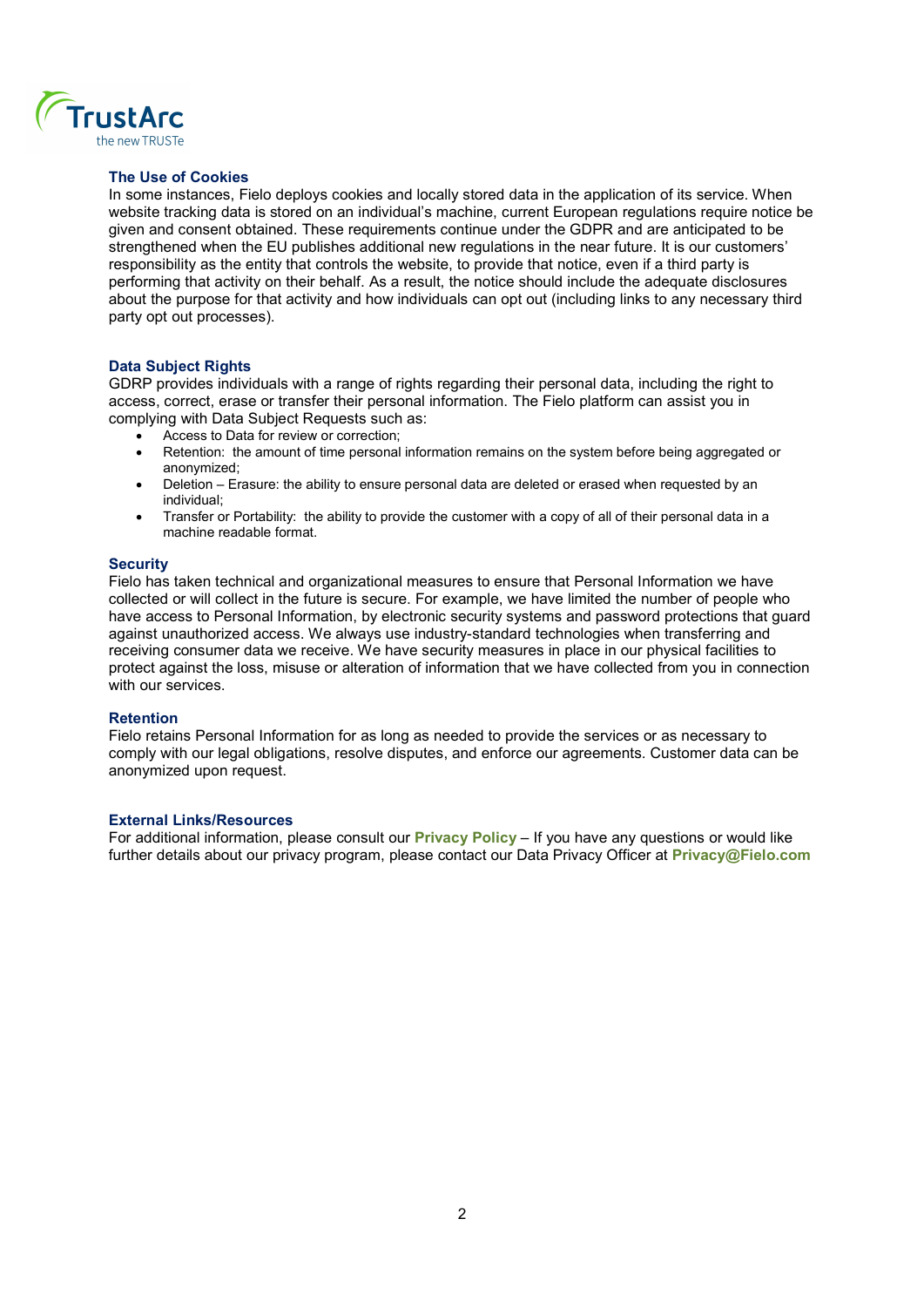## The Use of Cookies

In some instances, Fielo deploys cookies and locally stored data in the application of its service. When website tracking data is stored on an individual's machine, current European regulations require notice be given and consent obtained. These requirements continue under the GDPR and are anticipated to be strengthened when the EU publishes additional new regulations in the near future. It is our customers' responsibility as the entity that controls the website, to provide that notice, even if a third party is performing that activity on their behalf. As a result, the notice should include the adequate disclosures about the purpose for that activity and how individuals can opt out (including links to any necessary third party opt out processes).

## Data Subject Rights

GDRP provides individuals with a range of rights regarding their personal data, including the right to access, correct, erase or transfer their personal information. The Fielo platform can assist you in complying with Data Subject Requests such as:

- Access to Data for review or correction;
- Retention: the amount of time personal information remains on the system before being aggregated or anonymized;
- Deletion – Erasure: the ability to ensure personal data are deleted or erased when requested by an individual;
- Transfer or Portability: the ability to provide the customer with a copy of all of their personal data in a machine readable format.

## Security

Fielo has taken technical and organizational measures to ensure that Personal Information we have collected or will collect in the future is secure. For example, we have limited the number of people who have access to Personal Information, by electronic security systems and password protections that guard against unauthorized access. We always use industry-standard technologies when transferring and receiving consumer data we receive. We have security measures in place in our physical facilities to protect against the loss, misuse or alteration of information that we have collected from you in connection with our services.

## Retention

Fielo retains Personal Information for as long as needed to provide the services or as necessary to comply with our legal obligations, resolve disputes, and enforce our agreements. Customer data can be anonymized upon request.

## External Links/Resources

For additional information, please consult our **Privacy Policy** – If you have any questions or would like further details about our privacy program, please contact our Data Privacy Officer at **Privacy@Fielo.com**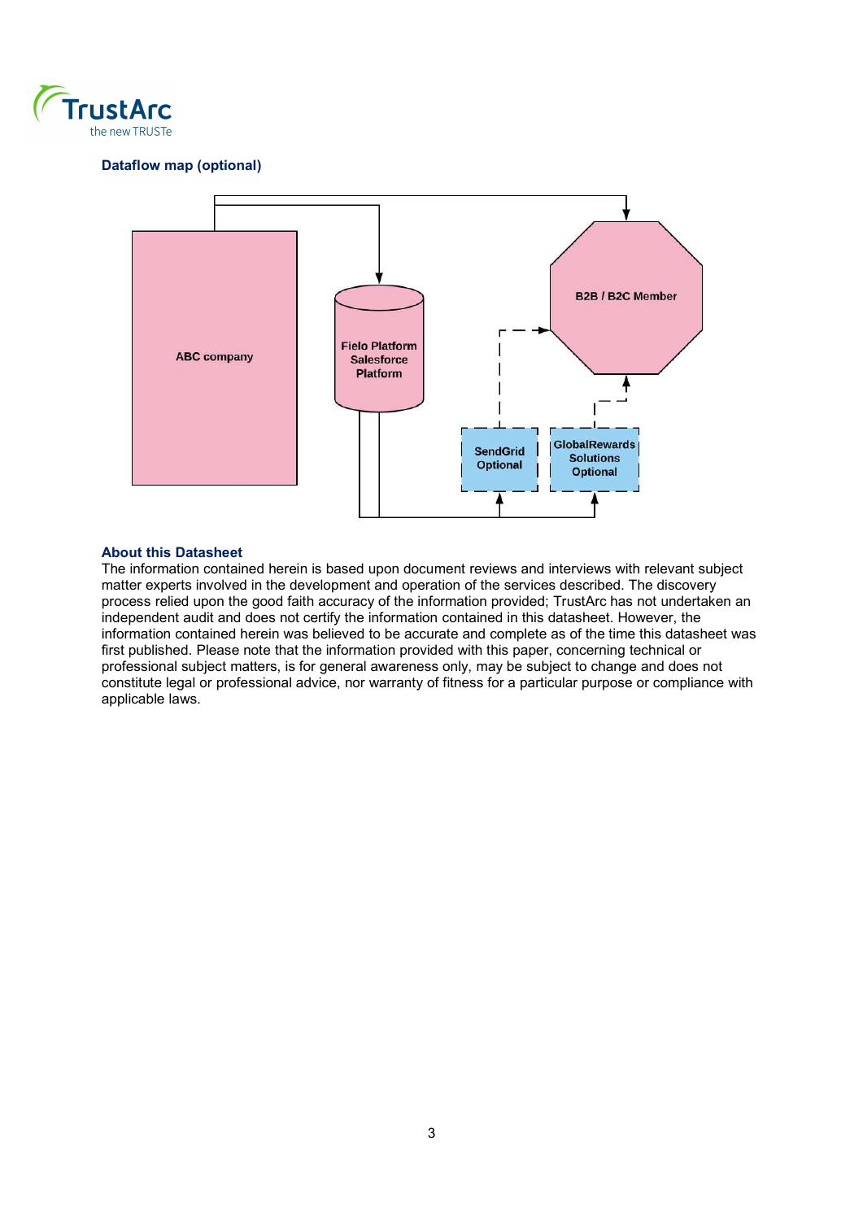TrustArc
the new TRUSTe

### Dataflow map (optional)

ABC company

Fielo Platform
Salesforce
Platform

B2B / B2C Member

SendGrid
Optional

GlobalRewards
Solutions
Optional

### About this Datasheet

The information contained herein is based upon document reviews and interviews with relevant subject matter experts involved in the development and operation of the services described. The discovery process relied upon the good faith accuracy of the information provided; TrustArc has not undertaken an independent audit and does not certify the information contained in this datasheet. However, the information contained herein was believed to be accurate and complete as of the time this datasheet was first published. Please note that the information provided with this paper, concerning technical or professional subject matters, is for general awareness only, may be subject to change and does not constitute legal or professional advice, nor warranty of fitness for a particular purpose or compliance with applicable laws.